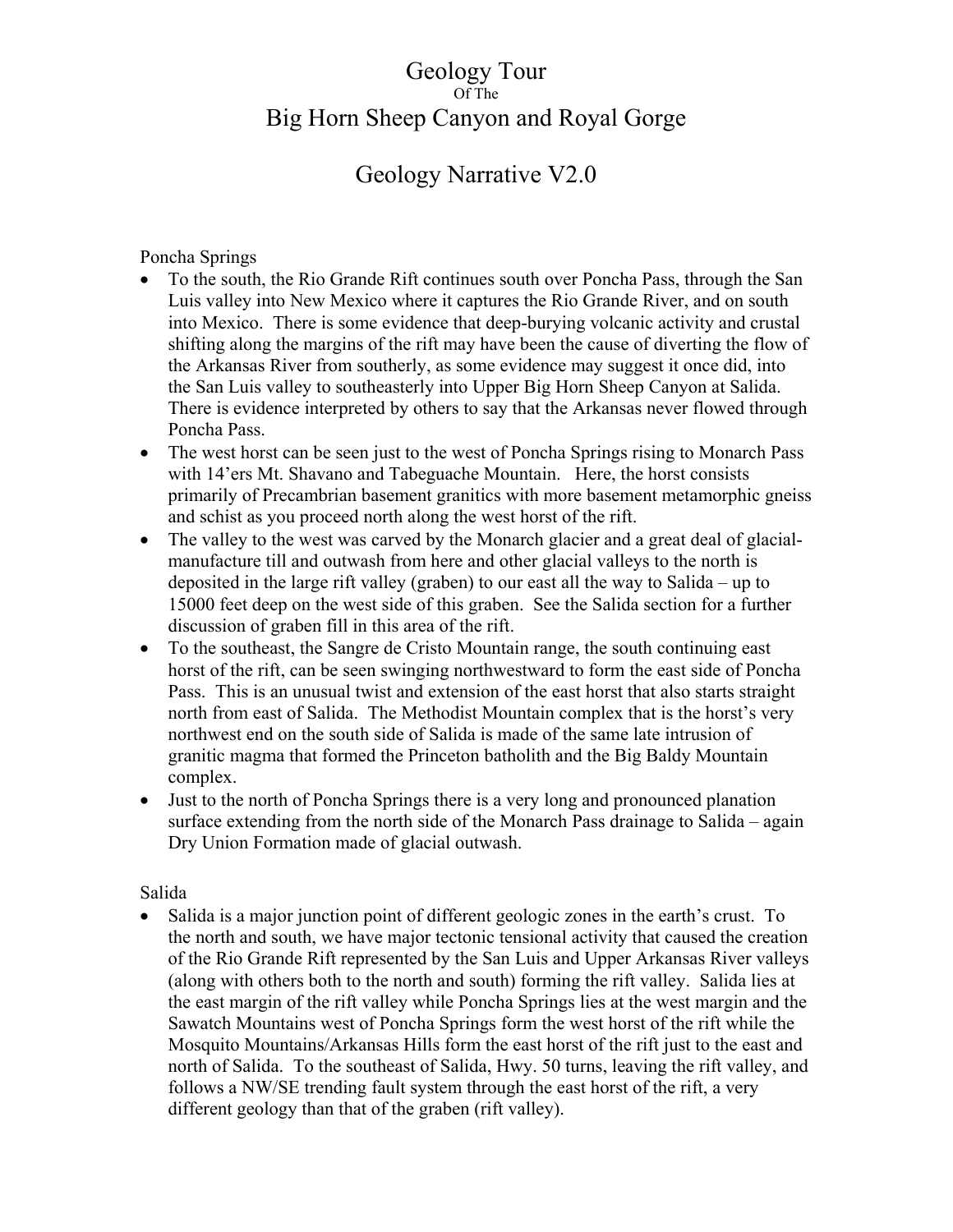# Geology Tour

Of The

# Big Horn Sheep Canyon and Royal Gorge

## Geology Narrative V2.0

Poncha Springs

- To the south, the Rio Grande Rift continues south over Poncha Pass, through the San Luis valley into New Mexico where it captures the Rio Grande River, and on south into Mexico. There is some evidence that deep-burying volcanic activity and crustal shifting along the margins of the rift may have been the cause of diverting the flow of the Arkansas River from southerly, as some evidence may suggest it once did, into the San Luis valley to southeasterly into Upper Big Horn Sheep Canyon at Salida. There is evidence interpreted by others to say that the Arkansas never flowed through Poncha Pass.
- The west horst can be seen just to the west of Poncha Springs rising to Monarch Pass with 14'ers Mt. Shavano and Tabeguache Mountain. Here, the horst consists primarily of Precambrian basement granitics with more basement metamorphic gneiss and schist as you proceed north along the west horst of the rift.
- The valley to the west was carved by the Monarch glacier and a great deal of glacial-manufacture till and outwash from here and other glacial valleys to the north is deposited in the large rift valley (graben) to our east all the way to Salida – up to 15000 feet deep on the west side of this graben. See the Salida section for a further discussion of graben fill in this area of the rift.
- To the southeast, the Sangre de Cristo Mountain range, the south continuing east horst of the rift, can be seen swinging northwestward to form the east side of Poncha Pass. This is an unusual twist and extension of the east horst that also starts straight north from east of Salida. The Methodist Mountain complex that is the horst's very northwest end on the south side of Salida is made of the same late intrusion of granitic magma that formed the Princeton batholith and the Big Baldy Mountain complex.
- Just to the north of Poncha Springs there is a very long and pronounced planation surface extending from the north side of the Monarch Pass drainage to Salida – again Dry Union Formation made of glacial outwash.

Salida

- Salida is a major junction point of different geologic zones in the earth's crust. To the north and south, we have major tectonic tensional activity that caused the creation of the Rio Grande Rift represented by the San Luis and Upper Arkansas River valleys (along with others both to the north and south) forming the rift valley. Salida lies at the east margin of the rift valley while Poncha Springs lies at the west margin and the Sawatch Mountains west of Poncha Springs form the west horst of the rift while the Mosquito Mountains/Arkansas Hills form the east horst of the rift just to the east and north of Salida. To the southeast of Salida, Hwy. 50 turns, leaving the rift valley, and follows a NW/SE trending fault system through the east horst of the rift, a very different geology than that of the graben (rift valley).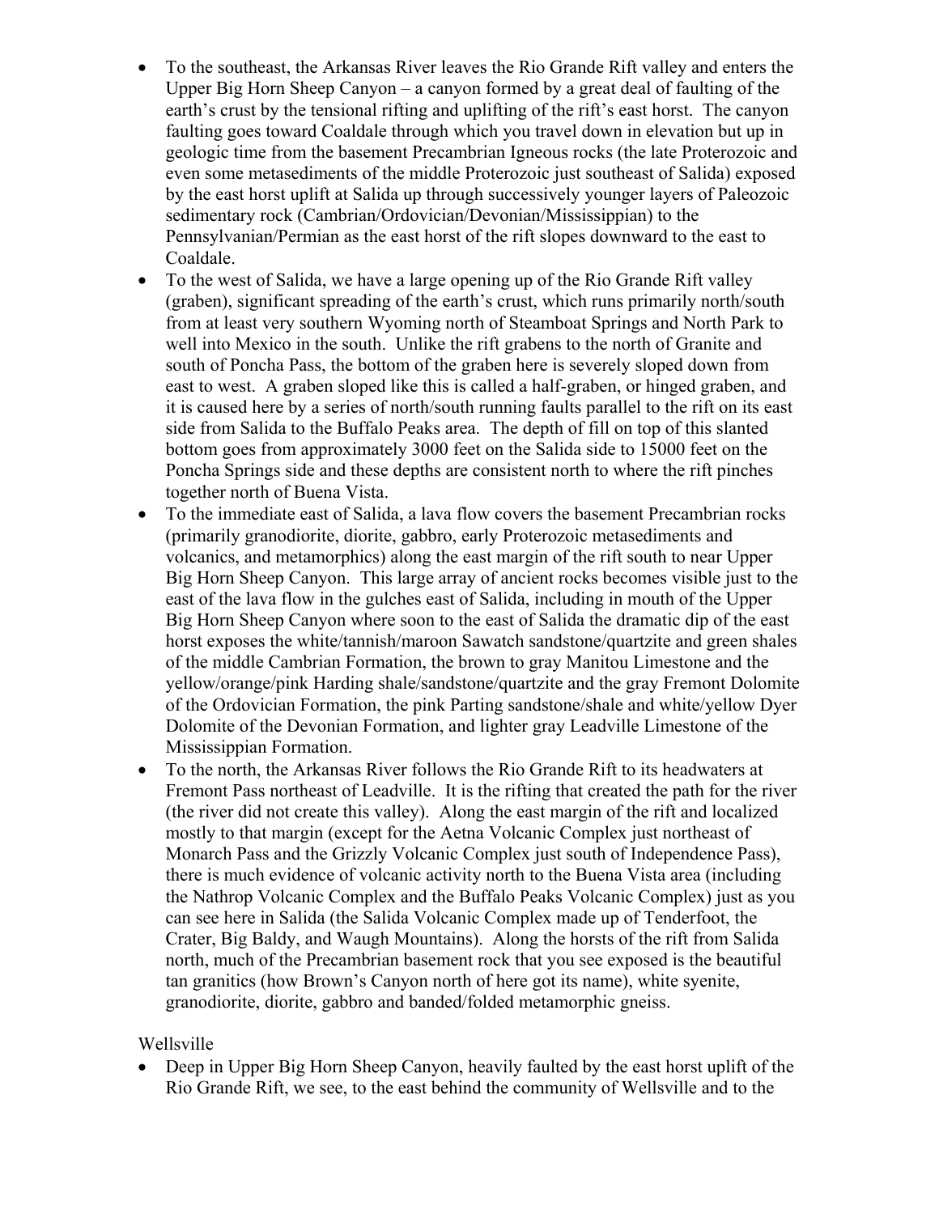- To the southeast, the Arkansas River leaves the Rio Grande Rift valley and enters the Upper Big Horn Sheep Canyon – a canyon formed by a great deal of faulting of the earth's crust by the tensional rifting and uplifting of the rift's east horst. The canyon faulting goes toward Coaldale through which you travel down in elevation but up in geologic time from the basement Precambrian Igneous rocks (the late Proterozoic and even some metasediments of the middle Proterozoic just southeast of Salida) exposed by the east horst uplift at Salida up through successively younger layers of Paleozoic sedimentary rock (Cambrian/Ordovician/Devonian/Mississippian) to the Pennsylvanian/Permian as the east horst of the rift slopes downward to the east to Coaldale.
- To the west of Salida, we have a large opening up of the Rio Grande Rift valley (graben), significant spreading of the earth's crust, which runs primarily north/south from at least very southern Wyoming north of Steamboat Springs and North Park to well into Mexico in the south. Unlike the rift grabens to the north of Granite and south of Poncha Pass, the bottom of the graben here is severely sloped down from east to west. A graben sloped like this is called a half-graben, or hinged graben, and it is caused here by a series of north/south running faults parallel to the rift on its east side from Salida to the Buffalo Peaks area. The depth of fill on top of this slanted bottom goes from approximately 3000 feet on the Salida side to 15000 feet on the Poncha Springs side and these depths are consistent north to where the rift pinches together north of Buena Vista.
- To the immediate east of Salida, a lava flow covers the basement Precambrian rocks (primarily granodiorite, diorite, gabbro, early Proterozoic metasediments and volcanics, and metamorphics) along the east margin of the rift south to near Upper Big Horn Sheep Canyon. This large array of ancient rocks becomes visible just to the east of the lava flow in the gulches east of Salida, including in mouth of the Upper Big Horn Sheep Canyon where soon to the east of Salida the dramatic dip of the east horst exposes the white/tannish/maroon Sawatch sandstone/quartzite and green shales of the middle Cambrian Formation, the brown to gray Manitou Limestone and the yellow/orange/pink Harding shale/sandstone/quartzite and the gray Fremont Dolomite of the Ordovician Formation, the pink Parting sandstone/shale and white/yellow Dyer Dolomite of the Devonian Formation, and lighter gray Leadville Limestone of the Mississippian Formation.
- To the north, the Arkansas River follows the Rio Grande Rift to its headwaters at Fremont Pass northeast of Leadville. It is the rifting that created the path for the river (the river did not create this valley). Along the east margin of the rift and localized mostly to that margin (except for the Aetna Volcanic Complex just northeast of Monarch Pass and the Grizzly Volcanic Complex just south of Independence Pass), there is much evidence of volcanic activity north to the Buena Vista area (including the Nathrop Volcanic Complex and the Buffalo Peaks Volcanic Complex) just as you can see here in Salida (the Salida Volcanic Complex made up of Tenderfoot, the Crater, Big Baldy, and Waugh Mountains). Along the horsts of the rift from Salida north, much of the Precambrian basement rock that you see exposed is the beautiful tan granitics (how Brown's Canyon north of here got its name), white syenite, granodiorite, diorite, gabbro and banded/folded metamorphic gneiss.

Wellsville

- Deep in Upper Big Horn Sheep Canyon, heavily faulted by the east horst uplift of the Rio Grande Rift, we see, to the east behind the community of Wellsville and to the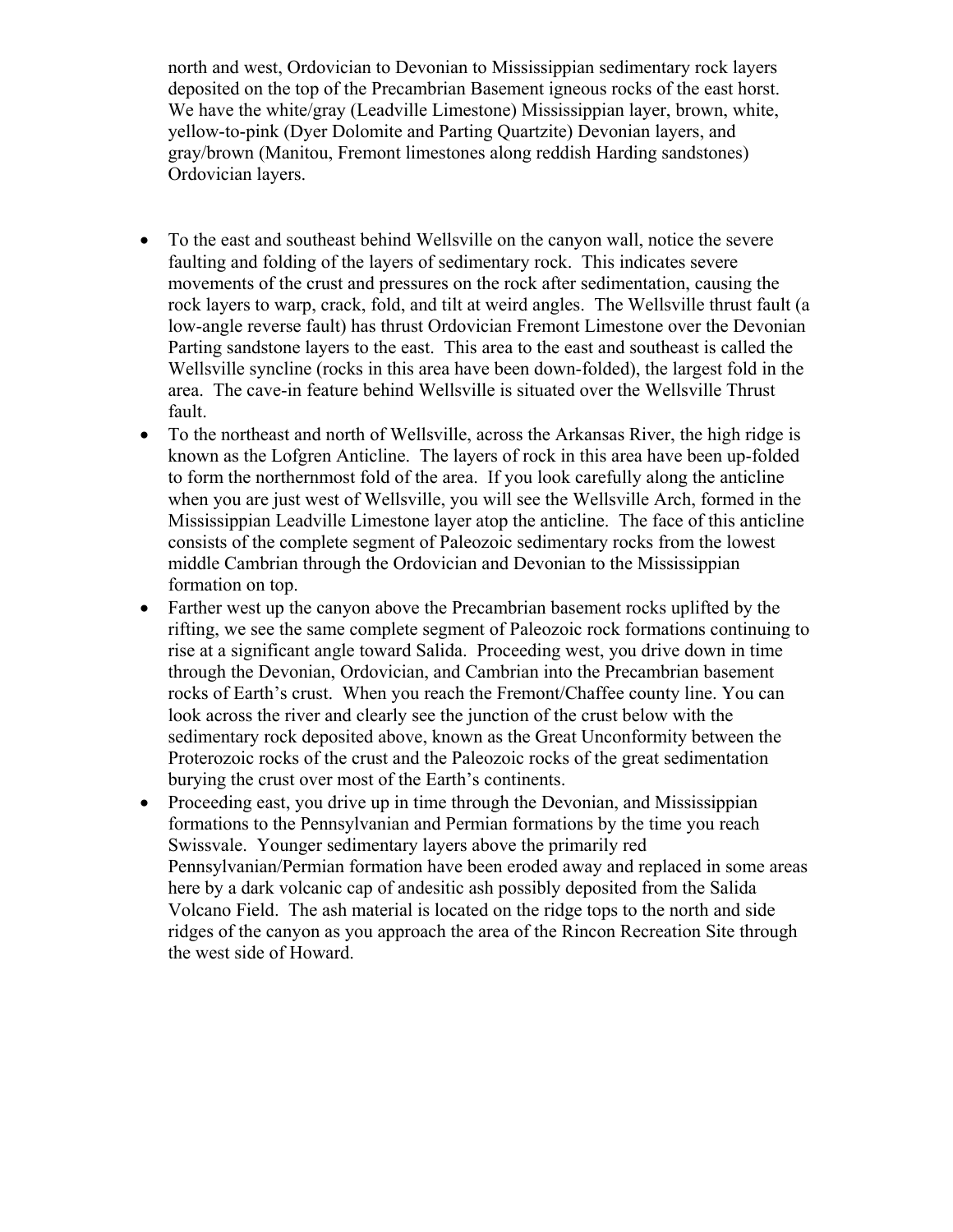north and west, Ordovician to Devonian to Mississippian sedimentary rock layers deposited on the top of the Precambrian Basement igneous rocks of the east horst. We have the white/gray (Leadville Limestone) Mississippian layer, brown, white, yellow-to-pink (Dyer Dolomite and Parting Quartzite) Devonian layers, and gray/brown (Manitou, Fremont limestones along reddish Harding sandstones) Ordovician layers.

- To the east and southeast behind Wellsville on the canyon wall, notice the severe faulting and folding of the layers of sedimentary rock. This indicates severe movements of the crust and pressures on the rock after sedimentation, causing the rock layers to warp, crack, fold, and tilt at weird angles. The Wellsville thrust fault (a low-angle reverse fault) has thrust Ordovician Fremont Limestone over the Devonian Parting sandstone layers to the east. This area to the east and southeast is called the Wellsville syncline (rocks in this area have been down-folded), the largest fold in the area. The cave-in feature behind Wellsville is situated over the Wellsville Thrust fault.
- To the northeast and north of Wellsville, across the Arkansas River, the high ridge is known as the Lofgren Anticline. The layers of rock in this area have been up-folded to form the northernmost fold of the area. If you look carefully along the anticline when you are just west of Wellsville, you will see the Wellsville Arch, formed in the Mississippian Leadville Limestone layer atop the anticline. The face of this anticline consists of the complete segment of Paleozoic sedimentary rocks from the lowest middle Cambrian through the Ordovician and Devonian to the Mississippian formation on top.
- Farther west up the canyon above the Precambrian basement rocks uplifted by the rifting, we see the same complete segment of Paleozoic rock formations continuing to rise at a significant angle toward Salida. Proceeding west, you drive down in time through the Devonian, Ordovician, and Cambrian into the Precambrian basement rocks of Earth's crust. When you reach the Fremont/Chaffee county line. You can look across the river and clearly see the junction of the crust below with the sedimentary rock deposited above, known as the Great Unconformity between the Proterozoic rocks of the crust and the Paleozoic rocks of the great sedimentation burying the crust over most of the Earth's continents.
- Proceeding east, you drive up in time through the Devonian, and Mississippian formations to the Pennsylvanian and Permian formations by the time you reach Swissvale. Younger sedimentary layers above the primarily red Pennsylvanian/Permian formation have been eroded away and replaced in some areas here by a dark volcanic cap of andesitic ash possibly deposited from the Salida Volcano Field. The ash material is located on the ridge tops to the north and side ridges of the canyon as you approach the area of the Rincon Recreation Site through the west side of Howard.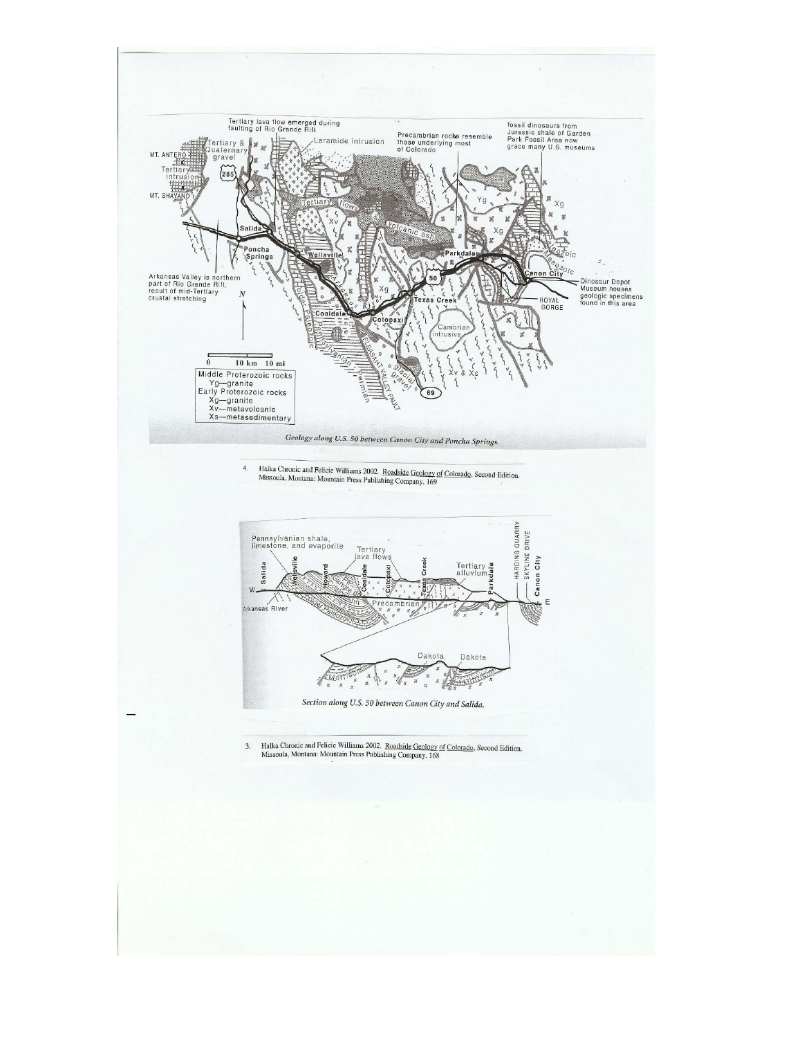*Geology along U.S. 50 between Canon City and Poncha Springs.*

4. Halka Chronic and Felicie Williams 2002. Roadside Geology of Colorado, Second Edition. Missoula, Montana: Mountain Press Publishing Company, 169

*Section along U.S. 50 between Canon City and Salida.*

3. Halka Chronic and Felicie Williams 2002. Roadside Geology of Colorado, Second Edition. Missoula, Montana: Mountain Press Publishing Company, 168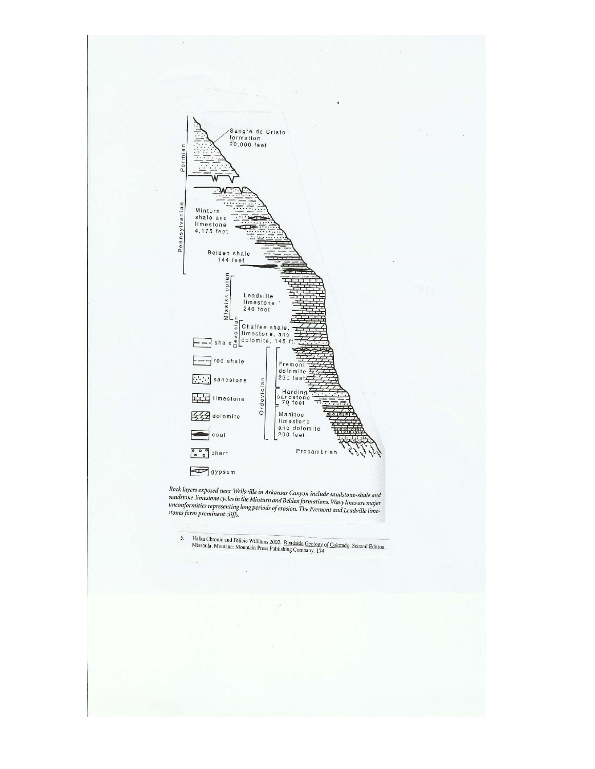Sangre de Cristo formation 20,000 feet

Permian

Pennsylvanian

Minturn shale and limestone 4,175 feet

Belden shale 144 feet

Mississippian

Leadville limestone 240 feet

Devonian

Chaffee shale, limestone, and dolomite, 145 ft

Ordovician

Fremont dolomite 230 feet

Harding sandstone 70 feet

Manitou limestone and dolomite 200 feet

Precambrian

- shale
- red shale
- sandstone
- limestone
- dolomite
- coal
- chert
- gypsum

*Rock layers exposed near Wellsville in Arkansas Canyon include sandstone-shale and sandstone-limestone cycles in the Minturn and Belden formations. Wavy lines are major unconformities representing long periods of erosion. The Fremont and Leadville limestones form prominent cliffs.*

5. Halka Chronic and Felicie Williams 2002. Roadside Geology of Colorado, Second Edition. Missoula, Montana: Mountain Press Publishing Company, 174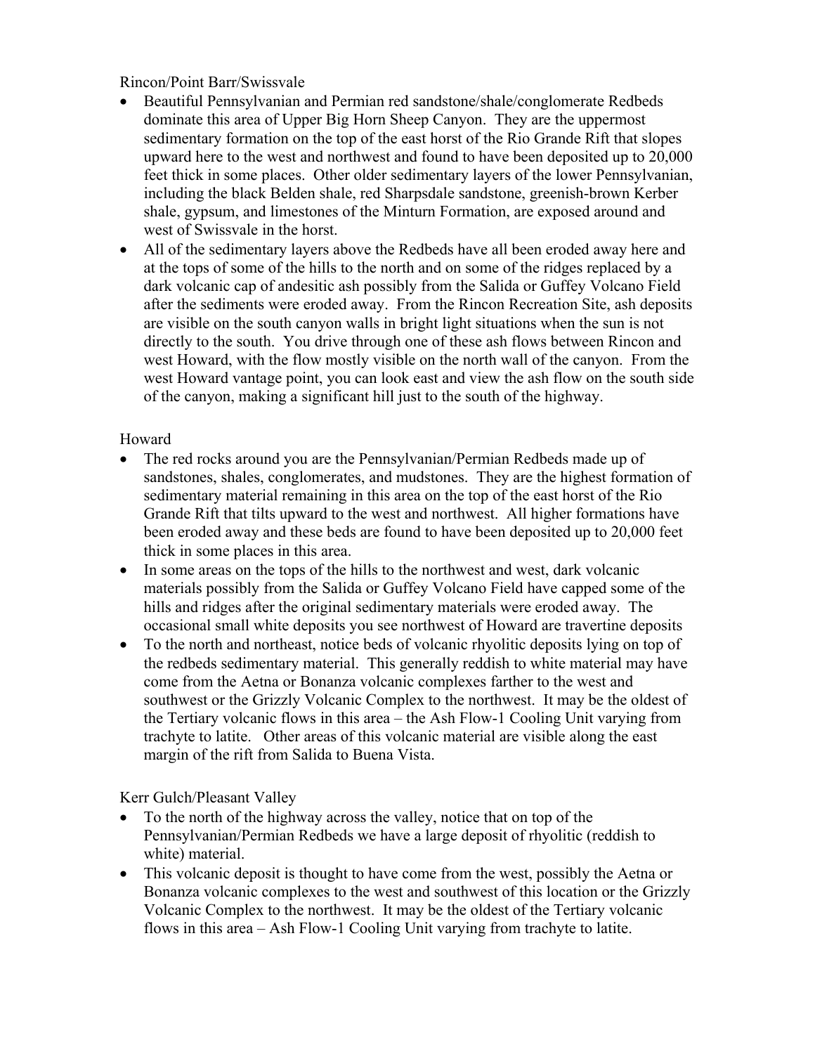Rincon/Point Barr/Swissvale

- Beautiful Pennsylvanian and Permian red sandstone/shale/conglomerate Redbeds dominate this area of Upper Big Horn Sheep Canyon. They are the uppermost sedimentary formation on the top of the east horst of the Rio Grande Rift that slopes upward here to the west and northwest and found to have been deposited up to 20,000 feet thick in some places. Other older sedimentary layers of the lower Pennsylvanian, including the black Belden shale, red Sharpsdale sandstone, greenish-brown Kerber shale, gypsum, and limestones of the Minturn Formation, are exposed around and west of Swissvale in the horst.
- All of the sedimentary layers above the Redbeds have all been eroded away here and at the tops of some of the hills to the north and on some of the ridges replaced by a dark volcanic cap of andesitic ash possibly from the Salida or Guffey Volcano Field after the sediments were eroded away. From the Rincon Recreation Site, ash deposits are visible on the south canyon walls in bright light situations when the sun is not directly to the south. You drive through one of these ash flows between Rincon and west Howard, with the flow mostly visible on the north wall of the canyon. From the west Howard vantage point, you can look east and view the ash flow on the south side of the canyon, making a significant hill just to the south of the highway.

Howard

- The red rocks around you are the Pennsylvanian/Permian Redbeds made up of sandstones, shales, conglomerates, and mudstones. They are the highest formation of sedimentary material remaining in this area on the top of the east horst of the Rio Grande Rift that tilts upward to the west and northwest. All higher formations have been eroded away and these beds are found to have been deposited up to 20,000 feet thick in some places in this area.
- In some areas on the tops of the hills to the northwest and west, dark volcanic materials possibly from the Salida or Guffey Volcano Field have capped some of the hills and ridges after the original sedimentary materials were eroded away. The occasional small white deposits you see northwest of Howard are travertine deposits
- To the north and northeast, notice beds of volcanic rhyolitic deposits lying on top of the redbeds sedimentary material. This generally reddish to white material may have come from the Aetna or Bonanza volcanic complexes farther to the west and southwest or the Grizzly Volcanic Complex to the northwest. It may be the oldest of the Tertiary volcanic flows in this area – the Ash Flow-1 Cooling Unit varying from trachyte to latite. Other areas of this volcanic material are visible along the east margin of the rift from Salida to Buena Vista.

Kerr Gulch/Pleasant Valley

- To the north of the highway across the valley, notice that on top of the Pennsylvanian/Permian Redbeds we have a large deposit of rhyolitic (reddish to white) material.
- This volcanic deposit is thought to have come from the west, possibly the Aetna or Bonanza volcanic complexes to the west and southwest of this location or the Grizzly Volcanic Complex to the northwest. It may be the oldest of the Tertiary volcanic flows in this area – Ash Flow-1 Cooling Unit varying from trachyte to latite.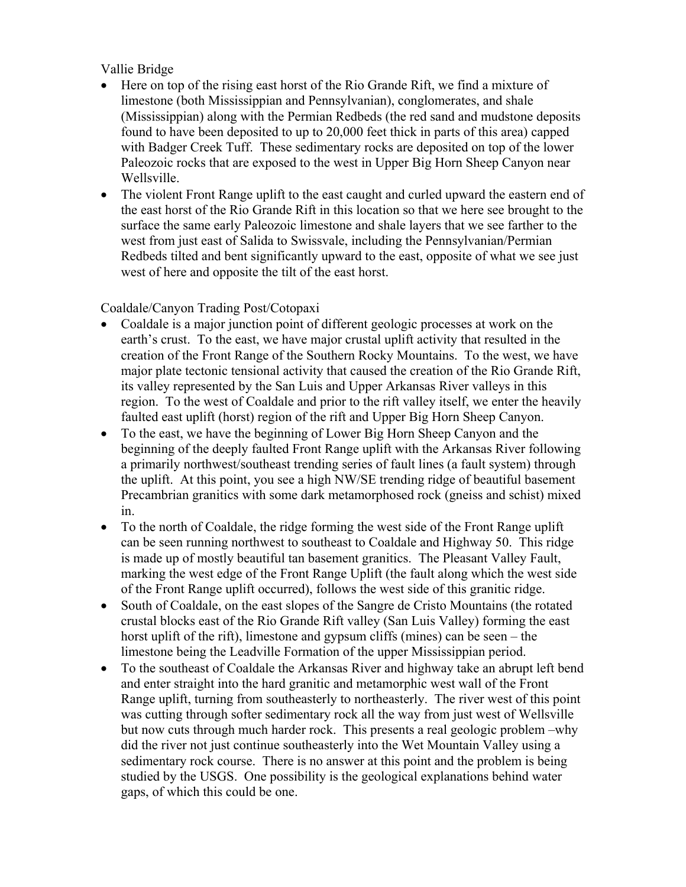Vallie Bridge

- Here on top of the rising east horst of the Rio Grande Rift, we find a mixture of limestone (both Mississippian and Pennsylvanian), conglomerates, and shale (Mississippian) along with the Permian Redbeds (the red sand and mudstone deposits found to have been deposited to up to 20,000 feet thick in parts of this area) capped with Badger Creek Tuff. These sedimentary rocks are deposited on top of the lower Paleozoic rocks that are exposed to the west in Upper Big Horn Sheep Canyon near Wellsville.
- The violent Front Range uplift to the east caught and curled upward the eastern end of the east horst of the Rio Grande Rift in this location so that we here see brought to the surface the same early Paleozoic limestone and shale layers that we see farther to the west from just east of Salida to Swissvale, including the Pennsylvanian/Permian Redbeds tilted and bent significantly upward to the east, opposite of what we see just west of here and opposite the tilt of the east horst.

Coaldale/Canyon Trading Post/Cotopaxi

- Coaldale is a major junction point of different geologic processes at work on the earth's crust. To the east, we have major crustal uplift activity that resulted in the creation of the Front Range of the Southern Rocky Mountains. To the west, we have major plate tectonic tensional activity that caused the creation of the Rio Grande Rift, its valley represented by the San Luis and Upper Arkansas River valleys in this region. To the west of Coaldale and prior to the rift valley itself, we enter the heavily faulted east uplift (horst) region of the rift and Upper Big Horn Sheep Canyon.
- To the east, we have the beginning of Lower Big Horn Sheep Canyon and the beginning of the deeply faulted Front Range uplift with the Arkansas River following a primarily northwest/southeast trending series of fault lines (a fault system) through the uplift. At this point, you see a high NW/SE trending ridge of beautiful basement Precambrian granitics with some dark metamorphosed rock (gneiss and schist) mixed in.
- To the north of Coaldale, the ridge forming the west side of the Front Range uplift can be seen running northwest to southeast to Coaldale and Highway 50. This ridge is made up of mostly beautiful tan basement granitics. The Pleasant Valley Fault, marking the west edge of the Front Range Uplift (the fault along which the west side of the Front Range uplift occurred), follows the west side of this granitic ridge.
- South of Coaldale, on the east slopes of the Sangre de Cristo Mountains (the rotated crustal blocks east of the Rio Grande Rift valley (San Luis Valley) forming the east horst uplift of the rift), limestone and gypsum cliffs (mines) can be seen – the limestone being the Leadville Formation of the upper Mississippian period.
- To the southeast of Coaldale the Arkansas River and highway take an abrupt left bend and enter straight into the hard granitic and metamorphic west wall of the Front Range uplift, turning from southeasterly to northeasterly. The river west of this point was cutting through softer sedimentary rock all the way from just west of Wellsville but now cuts through much harder rock. This presents a real geologic problem –why did the river not just continue southeasterly into the Wet Mountain Valley using a sedimentary rock course. There is no answer at this point and the problem is being studied by the USGS. One possibility is the geological explanations behind water gaps, of which this could be one.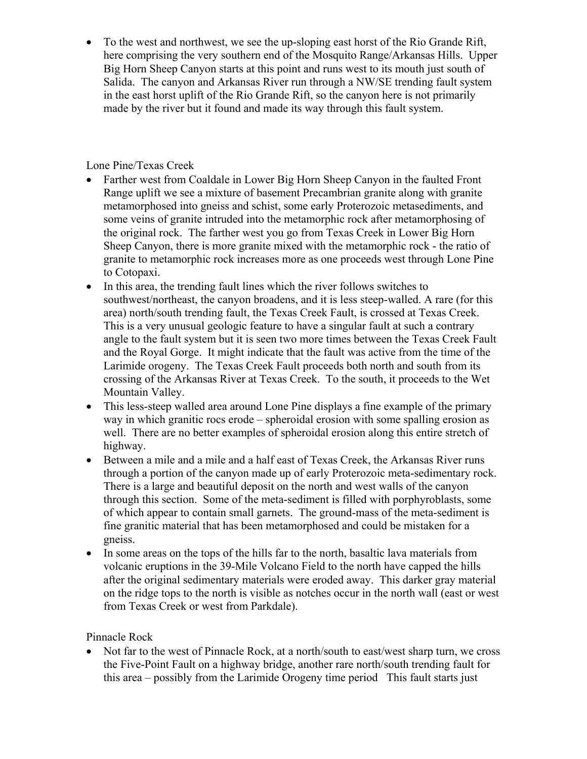- To the west and northwest, we see the up-sloping east horst of the Rio Grande Rift, here comprising the very southern end of the Mosquito Range/Arkansas Hills. Upper Big Horn Sheep Canyon starts at this point and runs west to its mouth just south of Salida. The canyon and Arkansas River run through a NW/SE trending fault system in the east horst uplift of the Rio Grande Rift, so the canyon here is not primarily made by the river but it found and made its way through this fault system.

Lone Pine/Texas Creek

- Farther west from Coaldale in Lower Big Horn Sheep Canyon in the faulted Front Range uplift we see a mixture of basement Precambrian granite along with granite metamorphosed into gneiss and schist, some early Proterozoic metasediments, and some veins of granite intruded into the metamorphic rock after metamorphosing of the original rock. The farther west you go from Texas Creek in Lower Big Horn Sheep Canyon, there is more granite mixed with the metamorphic rock - the ratio of granite to metamorphic rock increases more as one proceeds west through Lone Pine to Cotopaxi.
- In this area, the trending fault lines which the river follows switches to southwest/northeast, the canyon broadens, and it is less steep-walled. A rare (for this area) north/south trending fault, the Texas Creek Fault, is crossed at Texas Creek. This is a very unusual geologic feature to have a singular fault at such a contrary angle to the fault system but it is seen two more times between the Texas Creek Fault and the Royal Gorge. It might indicate that the fault was active from the time of the Larimide orogeny. The Texas Creek Fault proceeds both north and south from its crossing of the Arkansas River at Texas Creek. To the south, it proceeds to the Wet Mountain Valley.
- This less-steep walled area around Lone Pine displays a fine example of the primary way in which granitic rocs erode – spheroidal erosion with some spalling erosion as well. There are no better examples of spheroidal erosion along this entire stretch of highway.
- Between a mile and a mile and a half east of Texas Creek, the Arkansas River runs through a portion of the canyon made up of early Proterozoic meta-sedimentary rock. There is a large and beautiful deposit on the north and west walls of the canyon through this section. Some of the meta-sediment is filled with porphyroblasts, some of which appear to contain small garnets. The ground-mass of the meta-sediment is fine granitic material that has been metamorphosed and could be mistaken for a gneiss.
- In some areas on the tops of the hills far to the north, basaltic lava materials from volcanic eruptions in the 39-Mile Volcano Field to the north have capped the hills after the original sedimentary materials were eroded away. This darker gray material on the ridge tops to the north is visible as notches occur in the north wall (east or west from Texas Creek or west from Parkdale).

Pinnacle Rock

- Not far to the west of Pinnacle Rock, at a north/south to east/west sharp turn, we cross the Five-Point Fault on a highway bridge, another rare north/south trending fault for this area – possibly from the Larimide Orogeny time period This fault starts just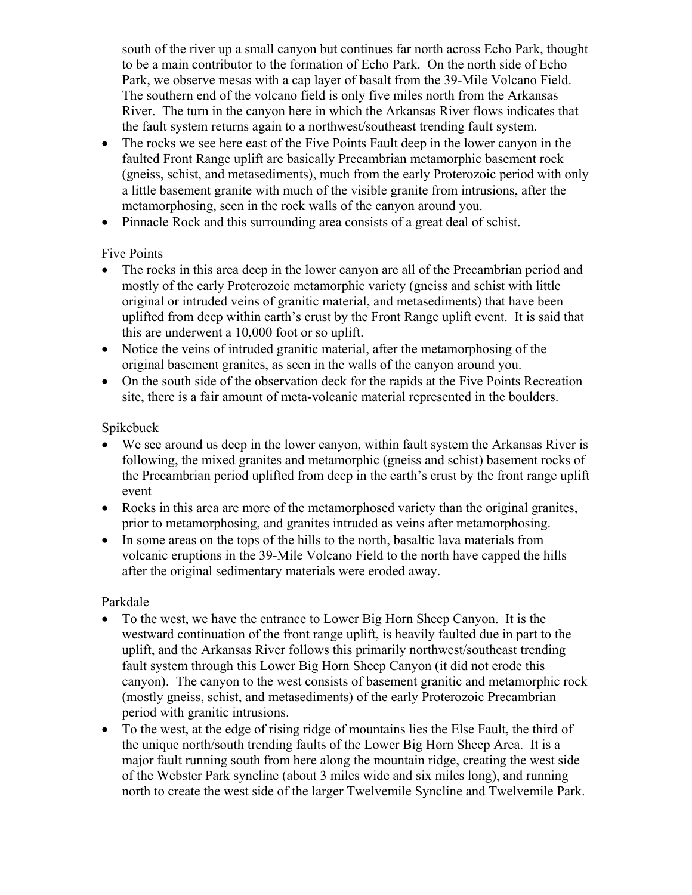south of the river up a small canyon but continues far north across Echo Park, thought to be a main contributor to the formation of Echo Park. On the north side of Echo Park, we observe mesas with a cap layer of basalt from the 39-Mile Volcano Field. The southern end of the volcano field is only five miles north from the Arkansas River. The turn in the canyon here in which the Arkansas River flows indicates that the fault system returns again to a northwest/southeast trending fault system.

- The rocks we see here east of the Five Points Fault deep in the lower canyon in the faulted Front Range uplift are basically Precambrian metamorphic basement rock (gneiss, schist, and metasediments), much from the early Proterozoic period with only a little basement granite with much of the visible granite from intrusions, after the metamorphosing, seen in the rock walls of the canyon around you.
- Pinnacle Rock and this surrounding area consists of a great deal of schist.

Five Points

- The rocks in this area deep in the lower canyon are all of the Precambrian period and mostly of the early Proterozoic metamorphic variety (gneiss and schist with little original or intruded veins of granitic material, and metasediments) that have been uplifted from deep within earth's crust by the Front Range uplift event. It is said that this are underwent a 10,000 foot or so uplift.
- Notice the veins of intruded granitic material, after the metamorphosing of the original basement granites, as seen in the walls of the canyon around you.
- On the south side of the observation deck for the rapids at the Five Points Recreation site, there is a fair amount of meta-volcanic material represented in the boulders.

Spikebuck

- We see around us deep in the lower canyon, within fault system the Arkansas River is following, the mixed granites and metamorphic (gneiss and schist) basement rocks of the Precambrian period uplifted from deep in the earth's crust by the front range uplift event
- Rocks in this area are more of the metamorphosed variety than the original granites, prior to metamorphosing, and granites intruded as veins after metamorphosing.
- In some areas on the tops of the hills to the north, basaltic lava materials from volcanic eruptions in the 39-Mile Volcano Field to the north have capped the hills after the original sedimentary materials were eroded away.

Parkdale

- To the west, we have the entrance to Lower Big Horn Sheep Canyon. It is the westward continuation of the front range uplift, is heavily faulted due in part to the uplift, and the Arkansas River follows this primarily northwest/southeast trending fault system through this Lower Big Horn Sheep Canyon (it did not erode this canyon). The canyon to the west consists of basement granitic and metamorphic rock (mostly gneiss, schist, and metasediments) of the early Proterozoic Precambrian period with granitic intrusions.
- To the west, at the edge of rising ridge of mountains lies the Else Fault, the third of the unique north/south trending faults of the Lower Big Horn Sheep Area. It is a major fault running south from here along the mountain ridge, creating the west side of the Webster Park syncline (about 3 miles wide and six miles long), and running north to create the west side of the larger Twelvemile Syncline and Twelvemile Park.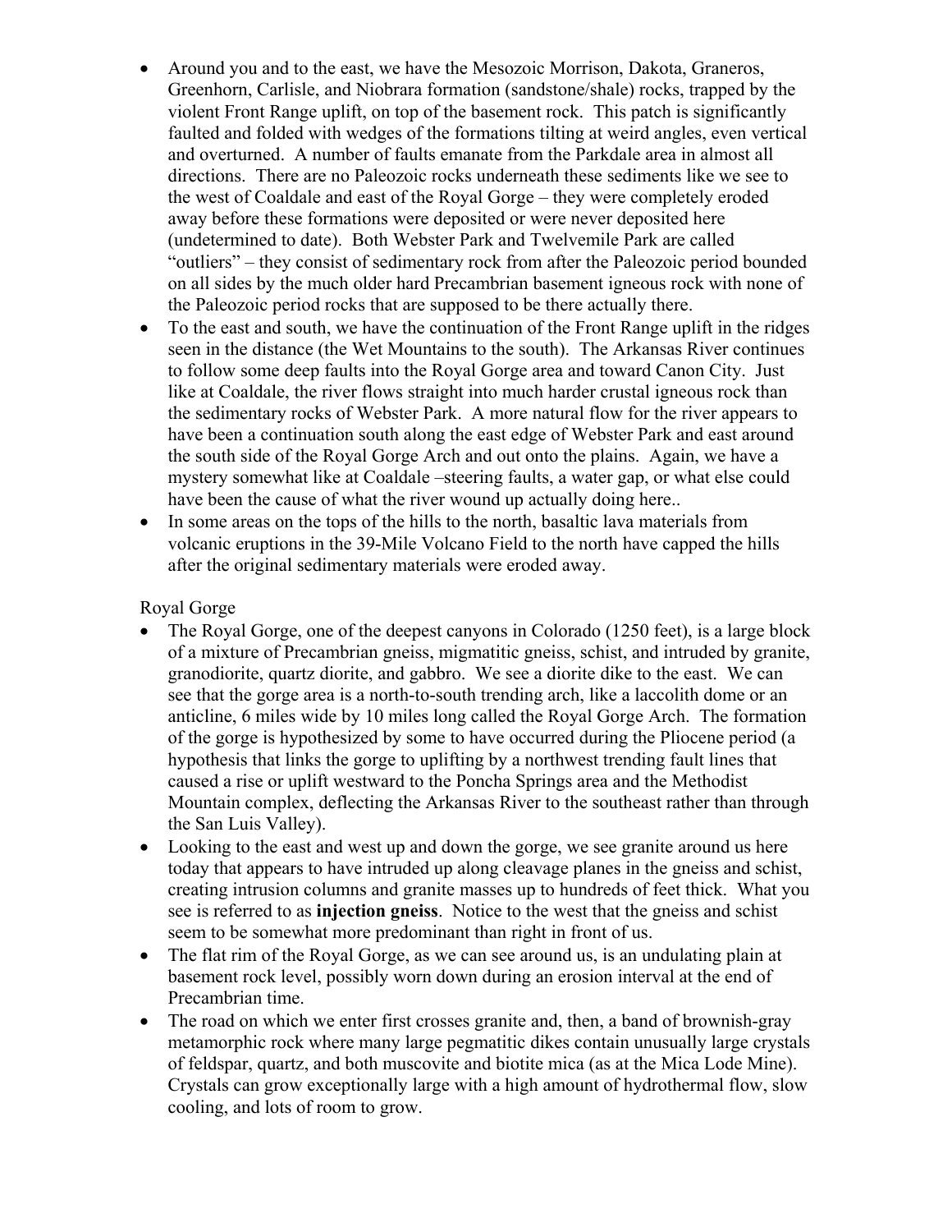- Around you and to the east, we have the Mesozoic Morrison, Dakota, Graneros, Greenhorn, Carlisle, and Niobrara formation (sandstone/shale) rocks, trapped by the violent Front Range uplift, on top of the basement rock. This patch is significantly faulted and folded with wedges of the formations tilting at weird angles, even vertical and overturned. A number of faults emanate from the Parkdale area in almost all directions. There are no Paleozoic rocks underneath these sediments like we see to the west of Coaldale and east of the Royal Gorge – they were completely eroded away before these formations were deposited or were never deposited here (undetermined to date). Both Webster Park and Twelvemile Park are called "outliers" – they consist of sedimentary rock from after the Paleozoic period bounded on all sides by the much older hard Precambrian basement igneous rock with none of the Paleozoic period rocks that are supposed to be there actually there.
- To the east and south, we have the continuation of the Front Range uplift in the ridges seen in the distance (the Wet Mountains to the south). The Arkansas River continues to follow some deep faults into the Royal Gorge area and toward Canon City. Just like at Coaldale, the river flows straight into much harder crustal igneous rock than the sedimentary rocks of Webster Park. A more natural flow for the river appears to have been a continuation south along the east edge of Webster Park and east around the south side of the Royal Gorge Arch and out onto the plains. Again, we have a mystery somewhat like at Coaldale –steering faults, a water gap, or what else could have been the cause of what the river wound up actually doing here..
- In some areas on the tops of the hills to the north, basaltic lava materials from volcanic eruptions in the 39-Mile Volcano Field to the north have capped the hills after the original sedimentary materials were eroded away.

Royal Gorge

- The Royal Gorge, one of the deepest canyons in Colorado (1250 feet), is a large block of a mixture of Precambrian gneiss, migmatitic gneiss, schist, and intruded by granite, granodiorite, quartz diorite, and gabbro. We see a diorite dike to the east. We can see that the gorge area is a north-to-south trending arch, like a laccolith dome or an anticline, 6 miles wide by 10 miles long called the Royal Gorge Arch. The formation of the gorge is hypothesized by some to have occurred during the Pliocene period (a hypothesis that links the gorge to uplifting by a northwest trending fault lines that caused a rise or uplift westward to the Poncha Springs area and the Methodist Mountain complex, deflecting the Arkansas River to the southeast rather than through the San Luis Valley).
- Looking to the east and west up and down the gorge, we see granite around us here today that appears to have intruded up along cleavage planes in the gneiss and schist, creating intrusion columns and granite masses up to hundreds of feet thick. What you see is referred to as **injection gneiss**. Notice to the west that the gneiss and schist seem to be somewhat more predominant than right in front of us.
- The flat rim of the Royal Gorge, as we can see around us, is an undulating plain at basement rock level, possibly worn down during an erosion interval at the end of Precambrian time.
- The road on which we enter first crosses granite and, then, a band of brownish-gray metamorphic rock where many large pegmatitic dikes contain unusually large crystals of feldspar, quartz, and both muscovite and biotite mica (as at the Mica Lode Mine). Crystals can grow exceptionally large with a high amount of hydrothermal flow, slow cooling, and lots of room to grow.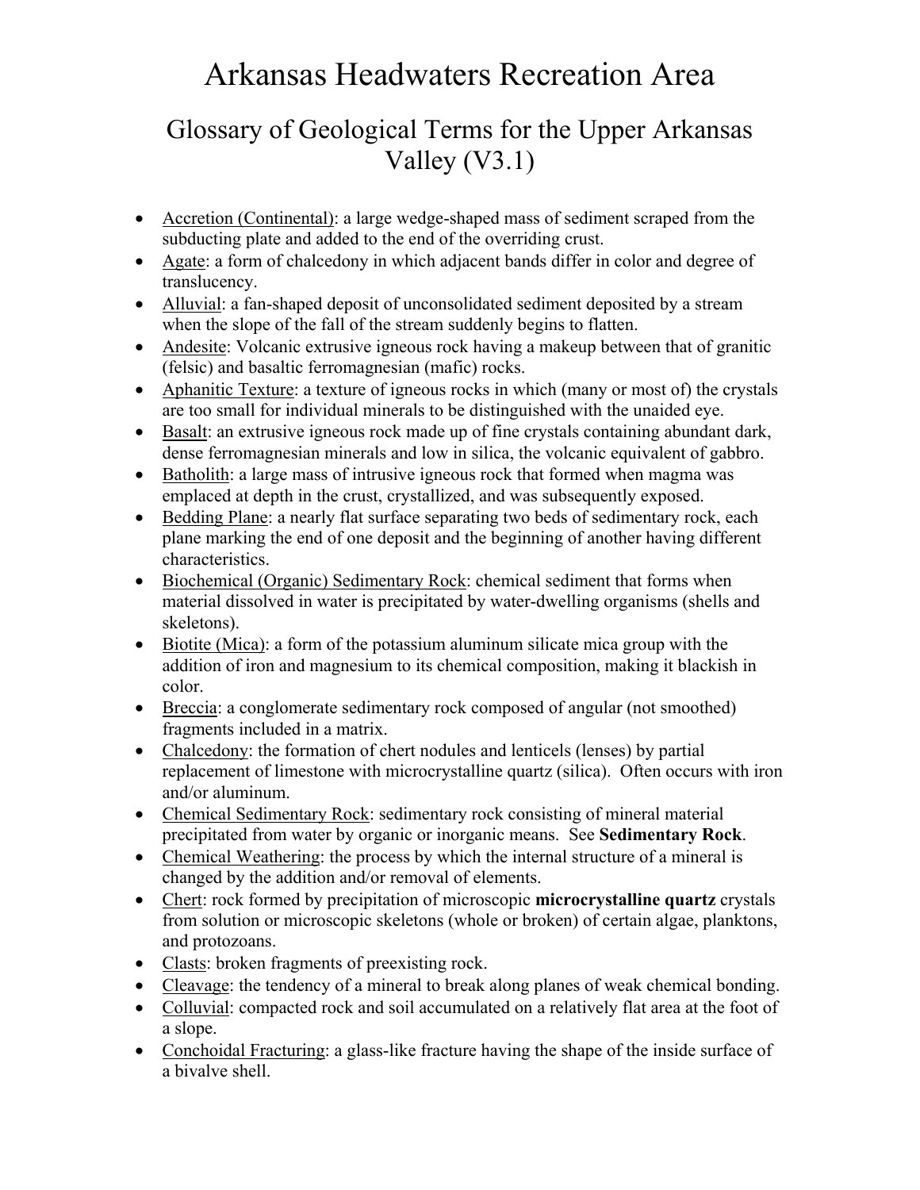# Arkansas Headwaters Recreation Area

## Glossary of Geological Terms for the Upper Arkansas Valley (V3.1)

- Accretion (Continental): a large wedge-shaped mass of sediment scraped from the subducting plate and added to the end of the overriding crust.
- Agate: a form of chalcedony in which adjacent bands differ in color and degree of translucency.
- Alluvial: a fan-shaped deposit of unconsolidated sediment deposited by a stream when the slope of the fall of the stream suddenly begins to flatten.
- Andesite: Volcanic extrusive igneous rock having a makeup between that of granitic (felsic) and basaltic ferromagnesian (mafic) rocks.
- Aphanitic Texture: a texture of igneous rocks in which (many or most of) the crystals are too small for individual minerals to be distinguished with the unaided eye.
- Basalt: an extrusive igneous rock made up of fine crystals containing abundant dark, dense ferromagnesian minerals and low in silica, the volcanic equivalent of gabbro.
- Batholith: a large mass of intrusive igneous rock that formed when magma was emplaced at depth in the crust, crystallized, and was subsequently exposed.
- Bedding Plane: a nearly flat surface separating two beds of sedimentary rock, each plane marking the end of one deposit and the beginning of another having different characteristics.
- Biochemical (Organic) Sedimentary Rock: chemical sediment that forms when material dissolved in water is precipitated by water-dwelling organisms (shells and skeletons).
- Biotite (Mica): a form of the potassium aluminum silicate mica group with the addition of iron and magnesium to its chemical composition, making it blackish in color.
- Breccia: a conglomerate sedimentary rock composed of angular (not smoothed) fragments included in a matrix.
- Chalcedony: the formation of chert nodules and lenticels (lenses) by partial replacement of limestone with microcrystalline quartz (silica). Often occurs with iron and/or aluminum.
- Chemical Sedimentary Rock: sedimentary rock consisting of mineral material precipitated from water by organic or inorganic means. See **Sedimentary Rock**.
- Chemical Weathering: the process by which the internal structure of a mineral is changed by the addition and/or removal of elements.
- Chert: rock formed by precipitation of microscopic **microcrystalline quartz** crystals from solution or microscopic skeletons (whole or broken) of certain algae, planktons, and protozoans.
- Clasts: broken fragments of preexisting rock.
- Cleavage: the tendency of a mineral to break along planes of weak chemical bonding.
- Colluvial: compacted rock and soil accumulated on a relatively flat area at the foot of a slope.
- Conchoidal Fracturing: a glass-like fracture having the shape of the inside surface of a bivalve shell.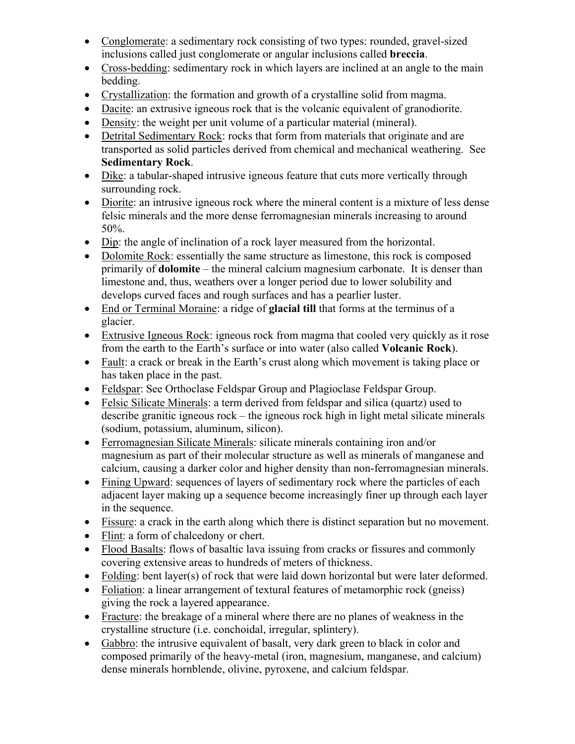- Conglomerate: a sedimentary rock consisting of two types: rounded, gravel-sized inclusions called just conglomerate or angular inclusions called **breccia**.
- Cross-bedding: sedimentary rock in which layers are inclined at an angle to the main bedding.
- Crystallization: the formation and growth of a crystalline solid from magma.
- Dacite: an extrusive igneous rock that is the volcanic equivalent of granodiorite.
- Density: the weight per unit volume of a particular material (mineral).
- Detrital Sedimentary Rock: rocks that form from materials that originate and are transported as solid particles derived from chemical and mechanical weathering. See **Sedimentary Rock**.
- Dike: a tabular-shaped intrusive igneous feature that cuts more vertically through surrounding rock.
- Diorite: an intrusive igneous rock where the mineral content is a mixture of less dense felsic minerals and the more dense ferromagnesian minerals increasing to around 50%.
- Dip: the angle of inclination of a rock layer measured from the horizontal.
- Dolomite Rock: essentially the same structure as limestone, this rock is composed primarily of **dolomite** – the mineral calcium magnesium carbonate. It is denser than limestone and, thus, weathers over a longer period due to lower solubility and develops curved faces and rough surfaces and has a pearlier luster.
- End or Terminal Moraine: a ridge of **glacial till** that forms at the terminus of a glacier.
- Extrusive Igneous Rock: igneous rock from magma that cooled very quickly as it rose from the earth to the Earth's surface or into water (also called **Volcanic Rock**).
- Fault: a crack or break in the Earth's crust along which movement is taking place or has taken place in the past.
- Feldspar: See Orthoclase Feldspar Group and Plagioclase Feldspar Group.
- Felsic Silicate Minerals: a term derived from feldspar and silica (quartz) used to describe granitic igneous rock – the igneous rock high in light metal silicate minerals (sodium, potassium, aluminum, silicon).
- Ferromagnesian Silicate Minerals: silicate minerals containing iron and/or magnesium as part of their molecular structure as well as minerals of manganese and calcium, causing a darker color and higher density than non-ferromagnesian minerals.
- Fining Upward: sequences of layers of sedimentary rock where the particles of each adjacent layer making up a sequence become increasingly finer up through each layer in the sequence.
- Fissure: a crack in the earth along which there is distinct separation but no movement.
- Flint: a form of chalcedony or chert.
- Flood Basalts: flows of basaltic lava issuing from cracks or fissures and commonly covering extensive areas to hundreds of meters of thickness.
- Folding: bent layer(s) of rock that were laid down horizontal but were later deformed.
- Foliation: a linear arrangement of textural features of metamorphic rock (gneiss) giving the rock a layered appearance.
- Fracture: the breakage of a mineral where there are no planes of weakness in the crystalline structure (i.e. conchoidal, irregular, splintery).
- Gabbro: the intrusive equivalent of basalt, very dark green to black in color and composed primarily of the heavy-metal (iron, magnesium, manganese, and calcium) dense minerals hornblende, olivine, pyroxene, and calcium feldspar.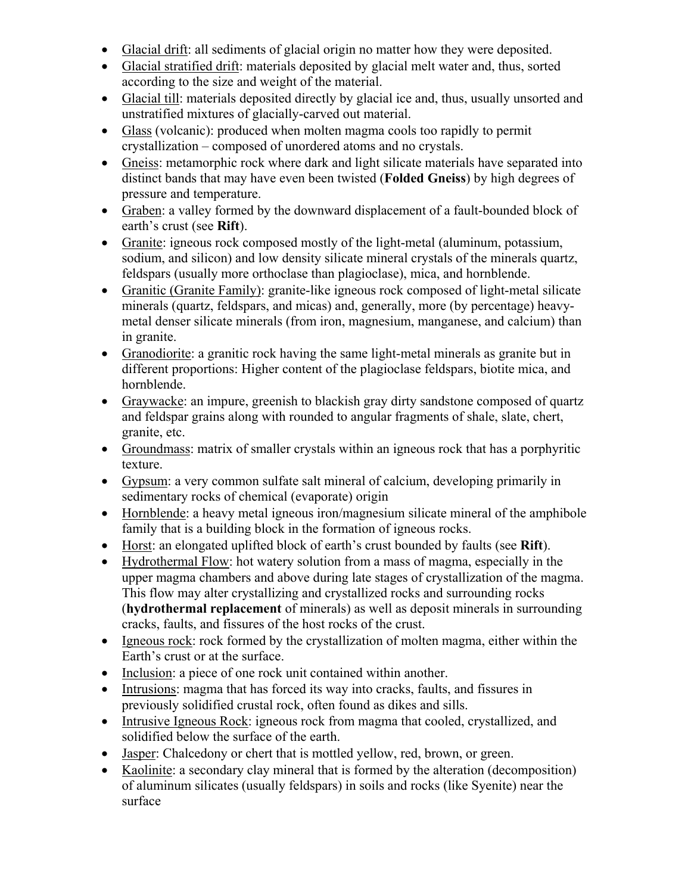- Glacial drift: all sediments of glacial origin no matter how they were deposited.
- Glacial stratified drift: materials deposited by glacial melt water and, thus, sorted according to the size and weight of the material.
- Glacial till: materials deposited directly by glacial ice and, thus, usually unsorted and unstratified mixtures of glacially-carved out material.
- Glass (volcanic): produced when molten magma cools too rapidly to permit crystallization – composed of unordered atoms and no crystals.
- Gneiss: metamorphic rock where dark and light silicate materials have separated into distinct bands that may have even been twisted (**Folded Gneiss**) by high degrees of pressure and temperature.
- Graben: a valley formed by the downward displacement of a fault-bounded block of earth's crust (see **Rift**).
- Granite: igneous rock composed mostly of the light-metal (aluminum, potassium, sodium, and silicon) and low density silicate mineral crystals of the minerals quartz, feldspars (usually more orthoclase than plagioclase), mica, and hornblende.
- Granitic (Granite Family): granite-like igneous rock composed of light-metal silicate minerals (quartz, feldspars, and micas) and, generally, more (by percentage) heavy-metal denser silicate minerals (from iron, magnesium, manganese, and calcium) than in granite.
- Granodiorite: a granitic rock having the same light-metal minerals as granite but in different proportions: Higher content of the plagioclase feldspars, biotite mica, and hornblende.
- Graywacke: an impure, greenish to blackish gray dirty sandstone composed of quartz and feldspar grains along with rounded to angular fragments of shale, slate, chert, granite, etc.
- Groundmass: matrix of smaller crystals within an igneous rock that has a porphyritic texture.
- Gypsum: a very common sulfate salt mineral of calcium, developing primarily in sedimentary rocks of chemical (evaporate) origin
- Hornblende: a heavy metal igneous iron/magnesium silicate mineral of the amphibole family that is a building block in the formation of igneous rocks.
- Horst: an elongated uplifted block of earth's crust bounded by faults (see **Rift**).
- Hydrothermal Flow: hot watery solution from a mass of magma, especially in the upper magma chambers and above during late stages of crystallization of the magma. This flow may alter crystallizing and crystallized rocks and surrounding rocks (**hydrothermal replacement** of minerals) as well as deposit minerals in surrounding cracks, faults, and fissures of the host rocks of the crust.
- Igneous rock: rock formed by the crystallization of molten magma, either within the Earth's crust or at the surface.
- Inclusion: a piece of one rock unit contained within another.
- Intrusions: magma that has forced its way into cracks, faults, and fissures in previously solidified crustal rock, often found as dikes and sills.
- Intrusive Igneous Rock: igneous rock from magma that cooled, crystallized, and solidified below the surface of the earth.
- Jasper: Chalcedony or chert that is mottled yellow, red, brown, or green.
- Kaolinite: a secondary clay mineral that is formed by the alteration (decomposition) of aluminum silicates (usually feldspars) in soils and rocks (like Syenite) near the surface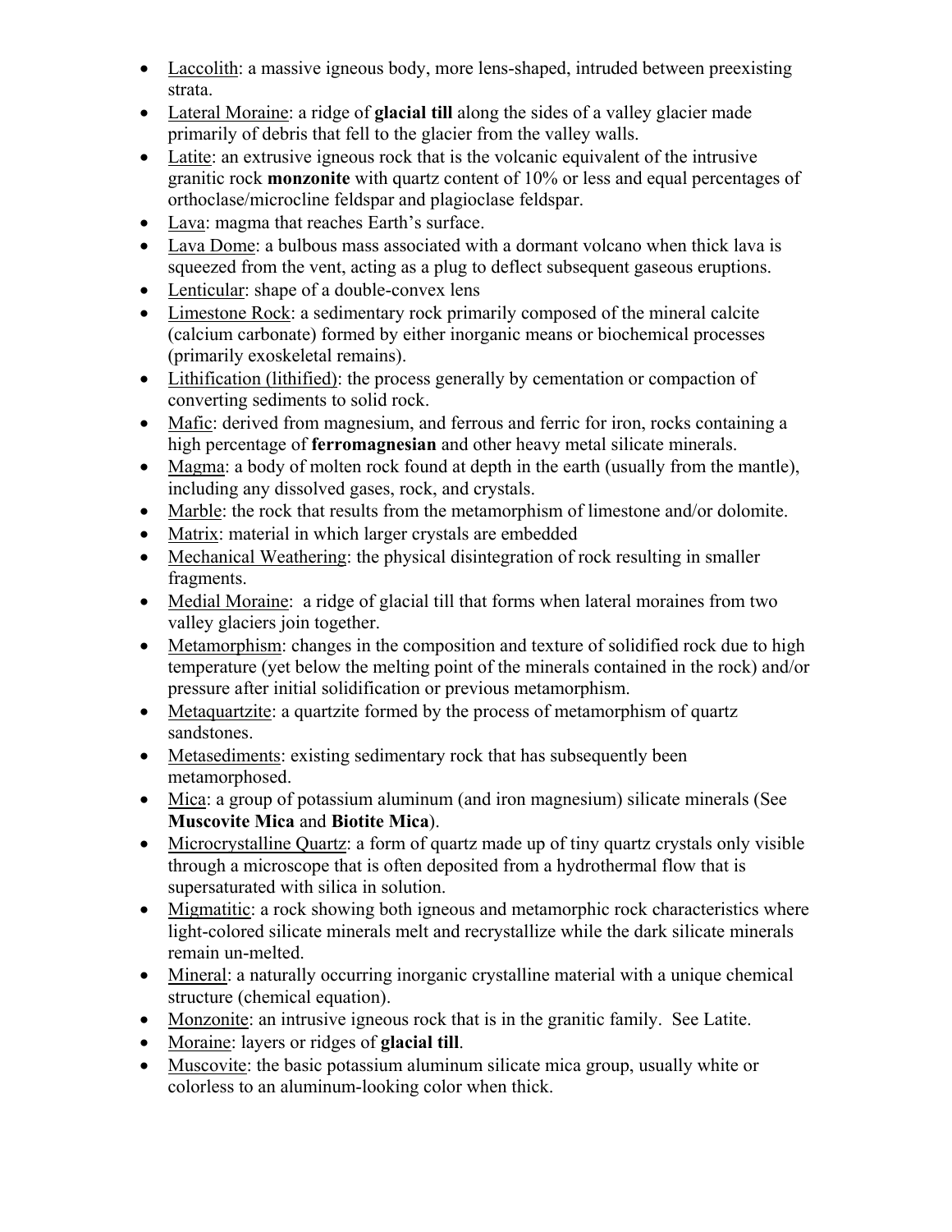- Laccolith: a massive igneous body, more lens-shaped, intruded between preexisting strata.
- Lateral Moraine: a ridge of **glacial till** along the sides of a valley glacier made primarily of debris that fell to the glacier from the valley walls.
- Latite: an extrusive igneous rock that is the volcanic equivalent of the intrusive granitic rock **monzonite** with quartz content of 10% or less and equal percentages of orthoclase/microcline feldspar and plagioclase feldspar.
- Lava: magma that reaches Earth's surface.
- Lava Dome: a bulbous mass associated with a dormant volcano when thick lava is squeezed from the vent, acting as a plug to deflect subsequent gaseous eruptions.
- Lenticular: shape of a double-convex lens
- Limestone Rock: a sedimentary rock primarily composed of the mineral calcite (calcium carbonate) formed by either inorganic means or biochemical processes (primarily exoskeletal remains).
- Lithification (lithified): the process generally by cementation or compaction of converting sediments to solid rock.
- Mafic: derived from magnesium, and ferrous and ferric for iron, rocks containing a high percentage of **ferromagnesian** and other heavy metal silicate minerals.
- Magma: a body of molten rock found at depth in the earth (usually from the mantle), including any dissolved gases, rock, and crystals.
- Marble: the rock that results from the metamorphism of limestone and/or dolomite.
- Matrix: material in which larger crystals are embedded
- Mechanical Weathering: the physical disintegration of rock resulting in smaller fragments.
- Medial Moraine: a ridge of glacial till that forms when lateral moraines from two valley glaciers join together.
- Metamorphism: changes in the composition and texture of solidified rock due to high temperature (yet below the melting point of the minerals contained in the rock) and/or pressure after initial solidification or previous metamorphism.
- Metaquartzite: a quartzite formed by the process of metamorphism of quartz sandstones.
- Metasediments: existing sedimentary rock that has subsequently been metamorphosed.
- Mica: a group of potassium aluminum (and iron magnesium) silicate minerals (See **Muscovite Mica** and **Biotite Mica**).
- Microcrystalline Quartz: a form of quartz made up of tiny quartz crystals only visible through a microscope that is often deposited from a hydrothermal flow that is supersaturated with silica in solution.
- Migmatitic: a rock showing both igneous and metamorphic rock characteristics where light-colored silicate minerals melt and recrystallize while the dark silicate minerals remain un-melted.
- Mineral: a naturally occurring inorganic crystalline material with a unique chemical structure (chemical equation).
- Monzonite: an intrusive igneous rock that is in the granitic family. See Latite.
- Moraine: layers or ridges of **glacial till**.
- Muscovite: the basic potassium aluminum silicate mica group, usually white or colorless to an aluminum-looking color when thick.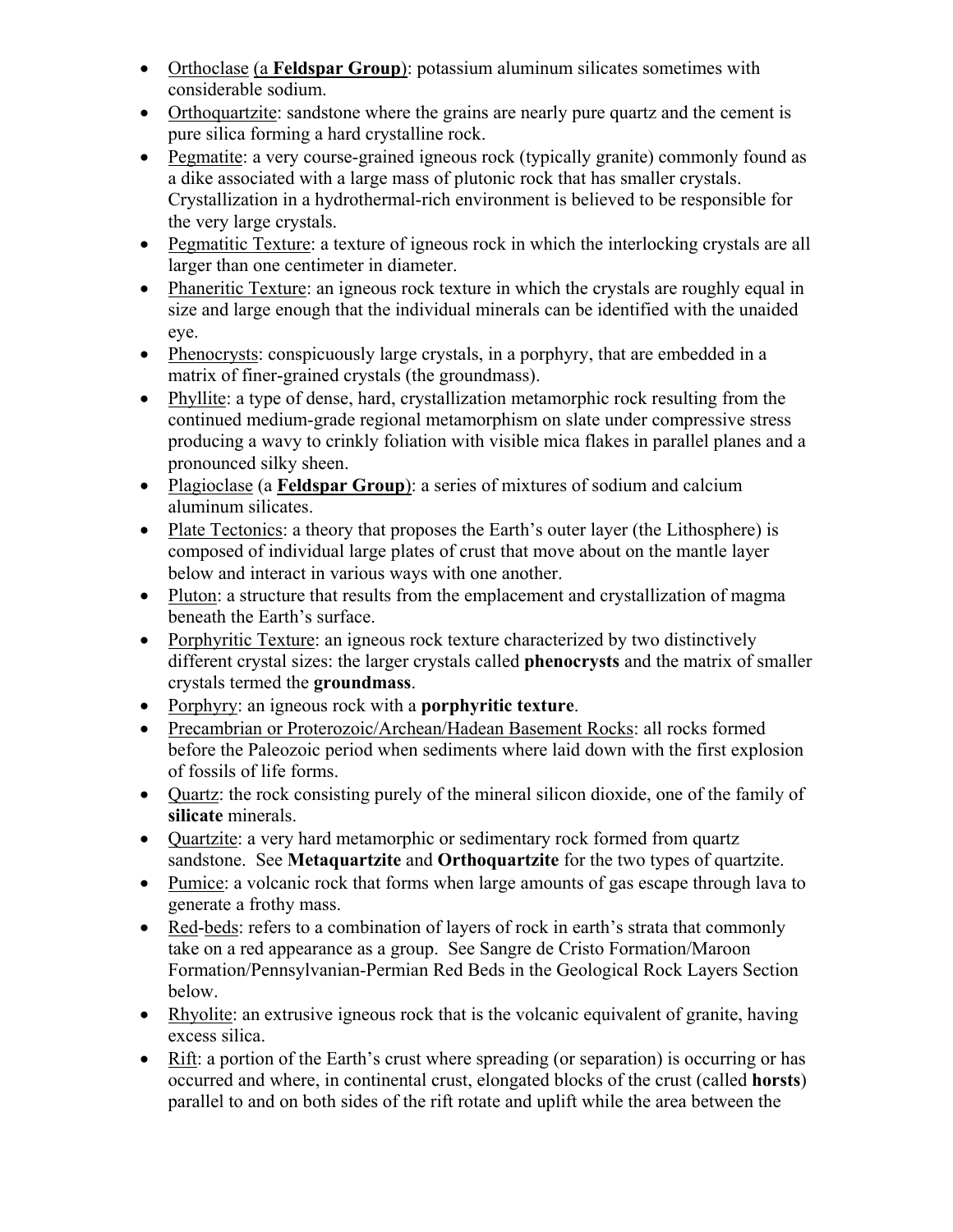- Orthoclase (a **Feldspar Group**): potassium aluminum silicates sometimes with considerable sodium.
- Orthoquartzite: sandstone where the grains are nearly pure quartz and the cement is pure silica forming a hard crystalline rock.
- Pegmatite: a very course-grained igneous rock (typically granite) commonly found as a dike associated with a large mass of plutonic rock that has smaller crystals. Crystallization in a hydrothermal-rich environment is believed to be responsible for the very large crystals.
- Pegmatitic Texture: a texture of igneous rock in which the interlocking crystals are all larger than one centimeter in diameter.
- Phaneritic Texture: an igneous rock texture in which the crystals are roughly equal in size and large enough that the individual minerals can be identified with the unaided eye.
- Phenocrysts: conspicuously large crystals, in a porphyry, that are embedded in a matrix of finer-grained crystals (the groundmass).
- Phyllite: a type of dense, hard, crystallization metamorphic rock resulting from the continued medium-grade regional metamorphism on slate under compressive stress producing a wavy to crinkly foliation with visible mica flakes in parallel planes and a pronounced silky sheen.
- Plagioclase (a **Feldspar Group**): a series of mixtures of sodium and calcium aluminum silicates.
- Plate Tectonics: a theory that proposes the Earth's outer layer (the Lithosphere) is composed of individual large plates of crust that move about on the mantle layer below and interact in various ways with one another.
- Pluton: a structure that results from the emplacement and crystallization of magma beneath the Earth's surface.
- Porphyritic Texture: an igneous rock texture characterized by two distinctively different crystal sizes: the larger crystals called **phenocrysts** and the matrix of smaller crystals termed the **groundmass**.
- Porphyry: an igneous rock with a **porphyritic texture**.
- Precambrian or Proterozoic/Archean/Hadean Basement Rocks: all rocks formed before the Paleozoic period when sediments where laid down with the first explosion of fossils of life forms.
- Quartz: the rock consisting purely of the mineral silicon dioxide, one of the family of **silicate** minerals.
- Quartzite: a very hard metamorphic or sedimentary rock formed from quartz sandstone. See **Metaquartzite** and **Orthoquartzite** for the two types of quartzite.
- Pumice: a volcanic rock that forms when large amounts of gas escape through lava to generate a frothy mass.
- Red-beds: refers to a combination of layers of rock in earth's strata that commonly take on a red appearance as a group. See Sangre de Cristo Formation/Maroon Formation/Pennsylvanian-Permian Red Beds in the Geological Rock Layers Section below.
- Rhyolite: an extrusive igneous rock that is the volcanic equivalent of granite, having excess silica.
- Rift: a portion of the Earth's crust where spreading (or separation) is occurring or has occurred and where, in continental crust, elongated blocks of the crust (called **horsts**) parallel to and on both sides of the rift rotate and uplift while the area between the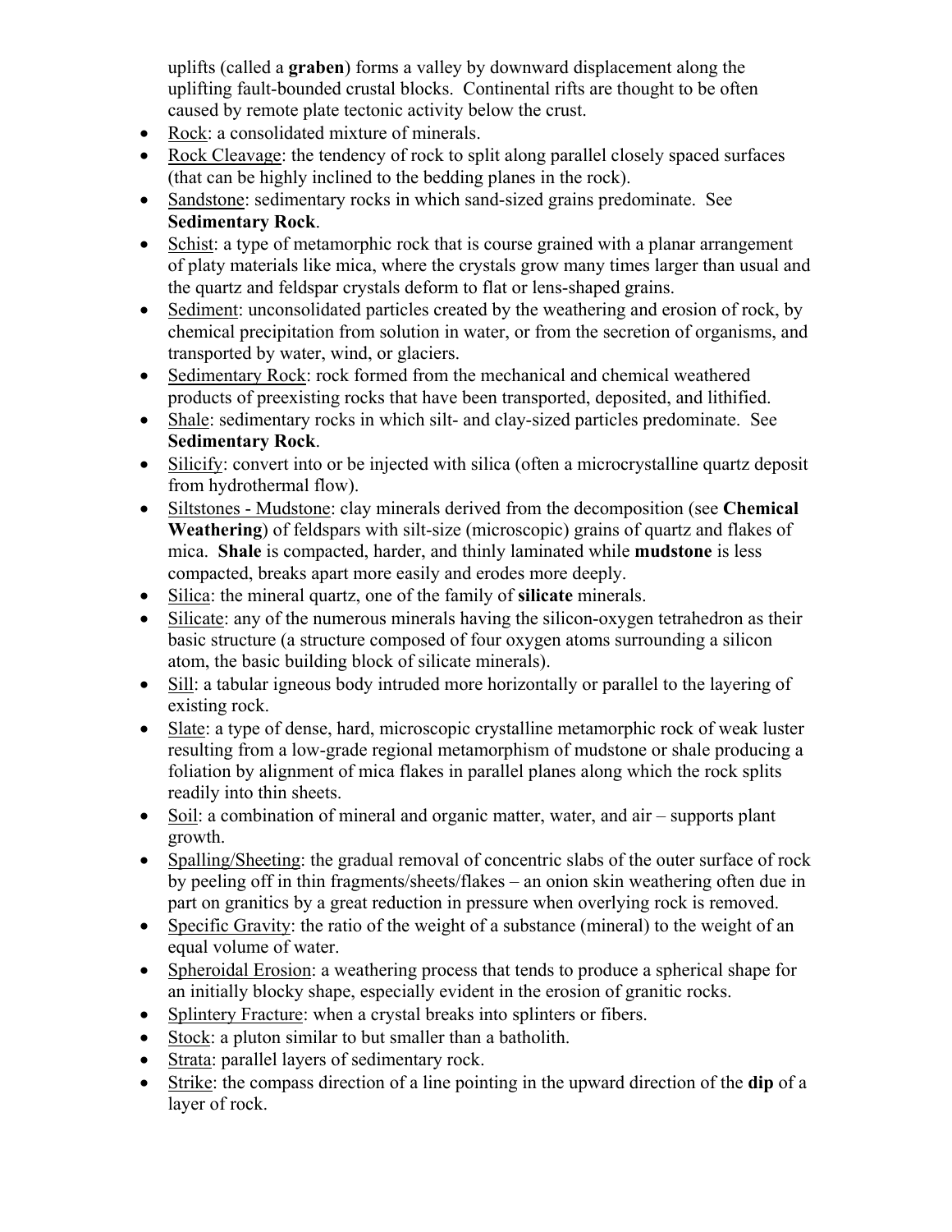uplifts (called a **graben**) forms a valley by downward displacement along the uplifting fault-bounded crustal blocks. Continental rifts are thought to be often caused by remote plate tectonic activity below the crust.

- Rock: a consolidated mixture of minerals.
- Rock Cleavage: the tendency of rock to split along parallel closely spaced surfaces (that can be highly inclined to the bedding planes in the rock).
- Sandstone: sedimentary rocks in which sand-sized grains predominate. See **Sedimentary Rock**.
- Schist: a type of metamorphic rock that is course grained with a planar arrangement of platy materials like mica, where the crystals grow many times larger than usual and the quartz and feldspar crystals deform to flat or lens-shaped grains.
- Sediment: unconsolidated particles created by the weathering and erosion of rock, by chemical precipitation from solution in water, or from the secretion of organisms, and transported by water, wind, or glaciers.
- Sedimentary Rock: rock formed from the mechanical and chemical weathered products of preexisting rocks that have been transported, deposited, and lithified.
- Shale: sedimentary rocks in which silt- and clay-sized particles predominate. See **Sedimentary Rock**.
- Silicify: convert into or be injected with silica (often a microcrystalline quartz deposit from hydrothermal flow).
- Siltstones - Mudstone: clay minerals derived from the decomposition (see **Chemical Weathering**) of feldspars with silt-size (microscopic) grains of quartz and flakes of mica. **Shale** is compacted, harder, and thinly laminated while **mudstone** is less compacted, breaks apart more easily and erodes more deeply.
- Silica: the mineral quartz, one of the family of **silicate** minerals.
- Silicate: any of the numerous minerals having the silicon-oxygen tetrahedron as their basic structure (a structure composed of four oxygen atoms surrounding a silicon atom, the basic building block of silicate minerals).
- Sill: a tabular igneous body intruded more horizontally or parallel to the layering of existing rock.
- Slate: a type of dense, hard, microscopic crystalline metamorphic rock of weak luster resulting from a low-grade regional metamorphism of mudstone or shale producing a foliation by alignment of mica flakes in parallel planes along which the rock splits readily into thin sheets.
- Soil: a combination of mineral and organic matter, water, and air – supports plant growth.
- Spalling/Sheeting: the gradual removal of concentric slabs of the outer surface of rock by peeling off in thin fragments/sheets/flakes – an onion skin weathering often due in part on granitics by a great reduction in pressure when overlying rock is removed.
- Specific Gravity: the ratio of the weight of a substance (mineral) to the weight of an equal volume of water.
- Spheroidal Erosion: a weathering process that tends to produce a spherical shape for an initially blocky shape, especially evident in the erosion of granitic rocks.
- Splintery Fracture: when a crystal breaks into splinters or fibers.
- Stock: a pluton similar to but smaller than a batholith.
- Strata: parallel layers of sedimentary rock.
- Strike: the compass direction of a line pointing in the upward direction of the **dip** of a layer of rock.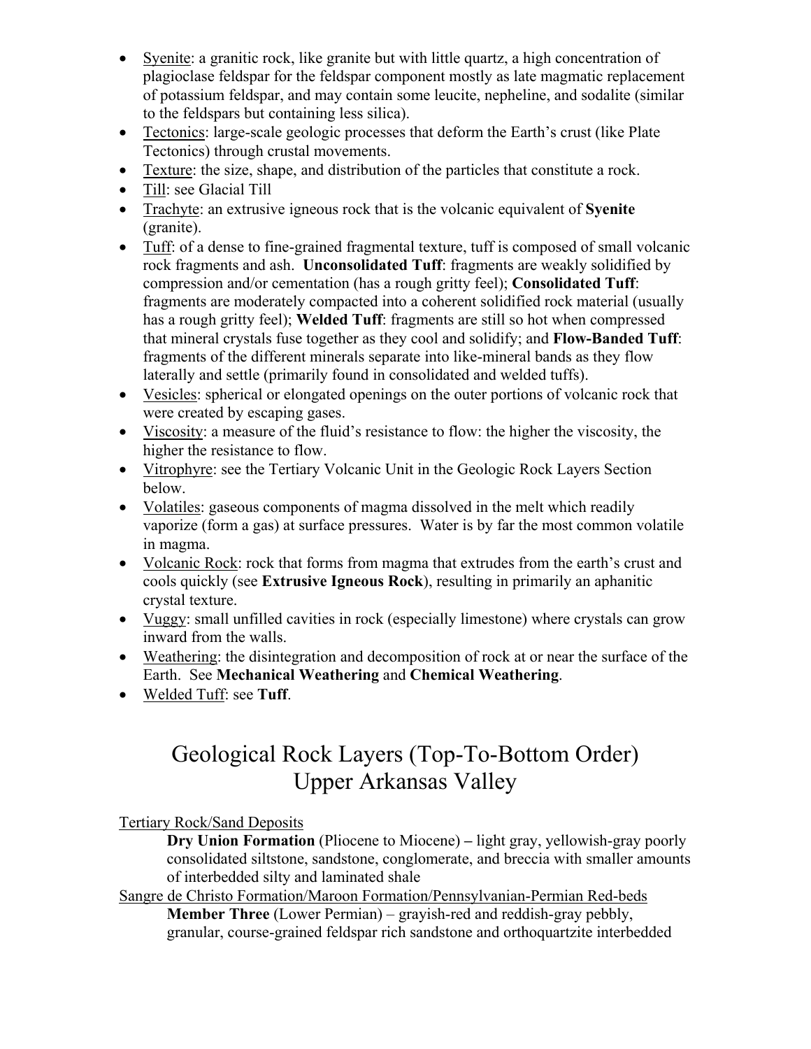- Syenite: a granitic rock, like granite but with little quartz, a high concentration of plagioclase feldspar for the feldspar component mostly as late magmatic replacement of potassium feldspar, and may contain some leucite, nepheline, and sodalite (similar to the feldspars but containing less silica).
- Tectonics: large-scale geologic processes that deform the Earth's crust (like Plate Tectonics) through crustal movements.
- Texture: the size, shape, and distribution of the particles that constitute a rock.
- Till: see Glacial Till
- Trachyte: an extrusive igneous rock that is the volcanic equivalent of **Syenite** (granite).
- Tuff: of a dense to fine-grained fragmental texture, tuff is composed of small volcanic rock fragments and ash. **Unconsolidated Tuff**: fragments are weakly solidified by compression and/or cementation (has a rough gritty feel); **Consolidated Tuff**: fragments are moderately compacted into a coherent solidified rock material (usually has a rough gritty feel); **Welded Tuff**: fragments are still so hot when compressed that mineral crystals fuse together as they cool and solidify; and **Flow-Banded Tuff**: fragments of the different minerals separate into like-mineral bands as they flow laterally and settle (primarily found in consolidated and welded tuffs).
- Vesicles: spherical or elongated openings on the outer portions of volcanic rock that were created by escaping gases.
- Viscosity: a measure of the fluid's resistance to flow: the higher the viscosity, the higher the resistance to flow.
- Vitrophyre: see the Tertiary Volcanic Unit in the Geologic Rock Layers Section below.
- Volatiles: gaseous components of magma dissolved in the melt which readily vaporize (form a gas) at surface pressures. Water is by far the most common volatile in magma.
- Volcanic Rock: rock that forms from magma that extrudes from the earth's crust and cools quickly (see **Extrusive Igneous Rock**), resulting in primarily an aphanitic crystal texture.
- Vuggy: small unfilled cavities in rock (especially limestone) where crystals can grow inward from the walls.
- Weathering: the disintegration and decomposition of rock at or near the surface of the Earth. See **Mechanical Weathering** and **Chemical Weathering**.
- Welded Tuff: see **Tuff**.

# Geological Rock Layers (Top-To-Bottom Order) Upper Arkansas Valley

Tertiary Rock/Sand Deposits

**Dry Union Formation** (Pliocene to Miocene) **–** light gray, yellowish-gray poorly consolidated siltstone, sandstone, conglomerate, and breccia with smaller amounts of interbedded silty and laminated shale

Sangre de Christo Formation/Maroon Formation/Pennsylvanian-Permian Red-beds

**Member Three** (Lower Permian) – grayish-red and reddish-gray pebbly, granular, course-grained feldspar rich sandstone and orthoquartzite interbedded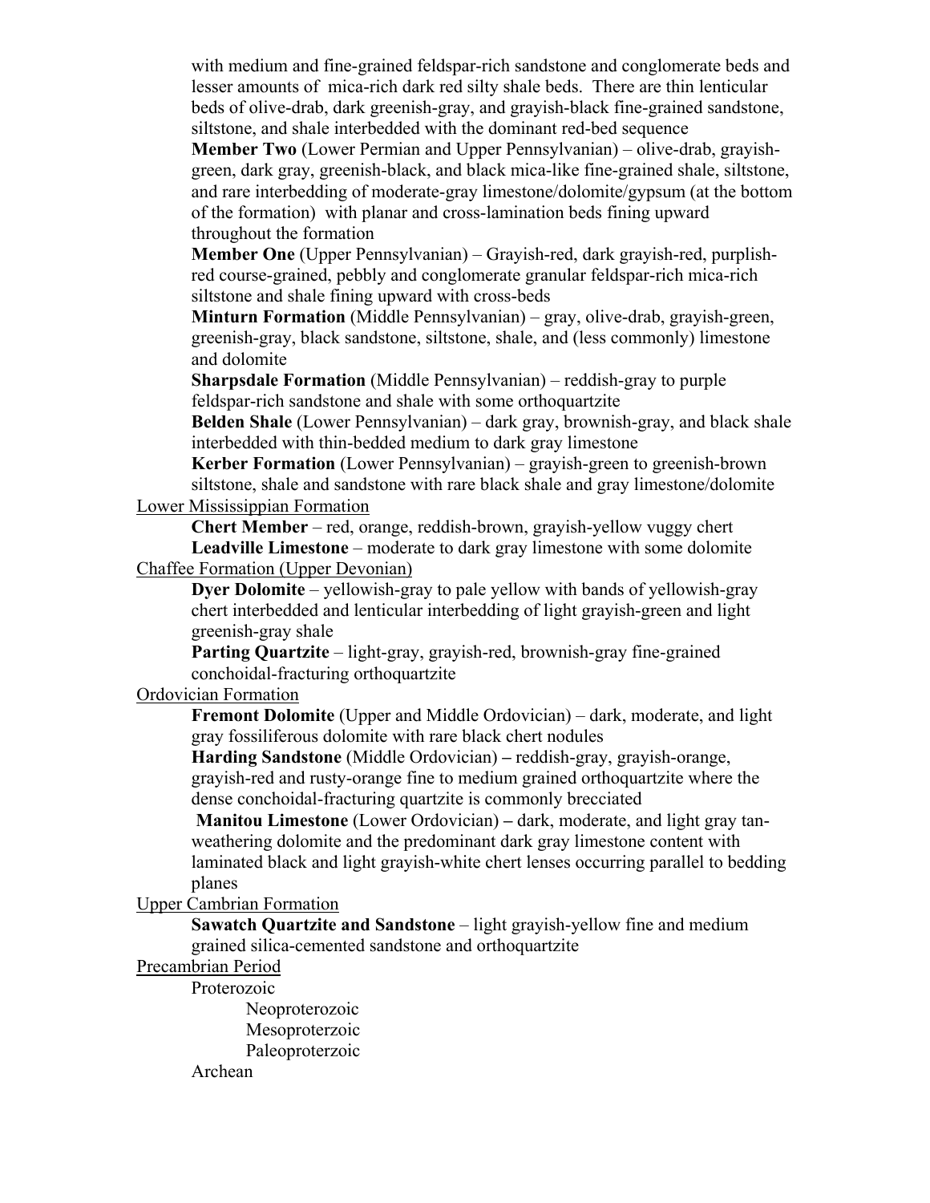with medium and fine-grained feldspar-rich sandstone and conglomerate beds and lesser amounts of mica-rich dark red silty shale beds. There are thin lenticular beds of olive-drab, dark greenish-gray, and grayish-black fine-grained sandstone, siltstone, and shale interbedded with the dominant red-bed sequence

**Member Two** (Lower Permian and Upper Pennsylvanian) – olive-drab, grayish-green, dark gray, greenish-black, and black mica-like fine-grained shale, siltstone, and rare interbedding of moderate-gray limestone/dolomite/gypsum (at the bottom of the formation) with planar and cross-lamination beds fining upward throughout the formation

**Member One** (Upper Pennsylvanian) – Grayish-red, dark grayish-red, purplish-red course-grained, pebbly and conglomerate granular feldspar-rich mica-rich siltstone and shale fining upward with cross-beds

**Minturn Formation** (Middle Pennsylvanian) – gray, olive-drab, grayish-green, greenish-gray, black sandstone, siltstone, shale, and (less commonly) limestone and dolomite

**Sharpsdale Formation** (Middle Pennsylvanian) – reddish-gray to purple feldspar-rich sandstone and shale with some orthoquartzite

**Belden Shale** (Lower Pennsylvanian) – dark gray, brownish-gray, and black shale interbedded with thin-bedded medium to dark gray limestone

**Kerber Formation** (Lower Pennsylvanian) – grayish-green to greenish-brown siltstone, shale and sandstone with rare black shale and gray limestone/dolomite

<u>Lower Mississippian Formation</u>

**Chert Member** – red, orange, reddish-brown, grayish-yellow vuggy chert

**Leadville Limestone** – moderate to dark gray limestone with some dolomite

<u>Chaffee Formation (Upper Devonian)</u>

**Dyer Dolomite** – yellowish-gray to pale yellow with bands of yellowish-gray chert interbedded and lenticular interbedding of light grayish-green and light greenish-gray shale

**Parting Quartzite** – light-gray, grayish-red, brownish-gray fine-grained conchoidal-fracturing orthoquartzite

<u>Ordovician Formation</u>

**Fremont Dolomite** (Upper and Middle Ordovician) – dark, moderate, and light gray fossiliferous dolomite with rare black chert nodules

**Harding Sandstone** (Middle Ordovician) **–** reddish-gray, grayish-orange, grayish-red and rusty-orange fine to medium grained orthoquartzite where the dense conchoidal-fracturing quartzite is commonly brecciated

**Manitou Limestone** (Lower Ordovician) **–** dark, moderate, and light gray tan-weathering dolomite and the predominant dark gray limestone content with laminated black and light grayish-white chert lenses occurring parallel to bedding planes

<u>Upper Cambrian Formation</u>

**Sawatch Quartzite and Sandstone** – light grayish-yellow fine and medium grained silica-cemented sandstone and orthoquartzite

<u>Precambrian Period</u>

- Proterozoic
  - Neoproterozoic
  - Mesoproterzoic
  - Paleoproterzoic
- Archean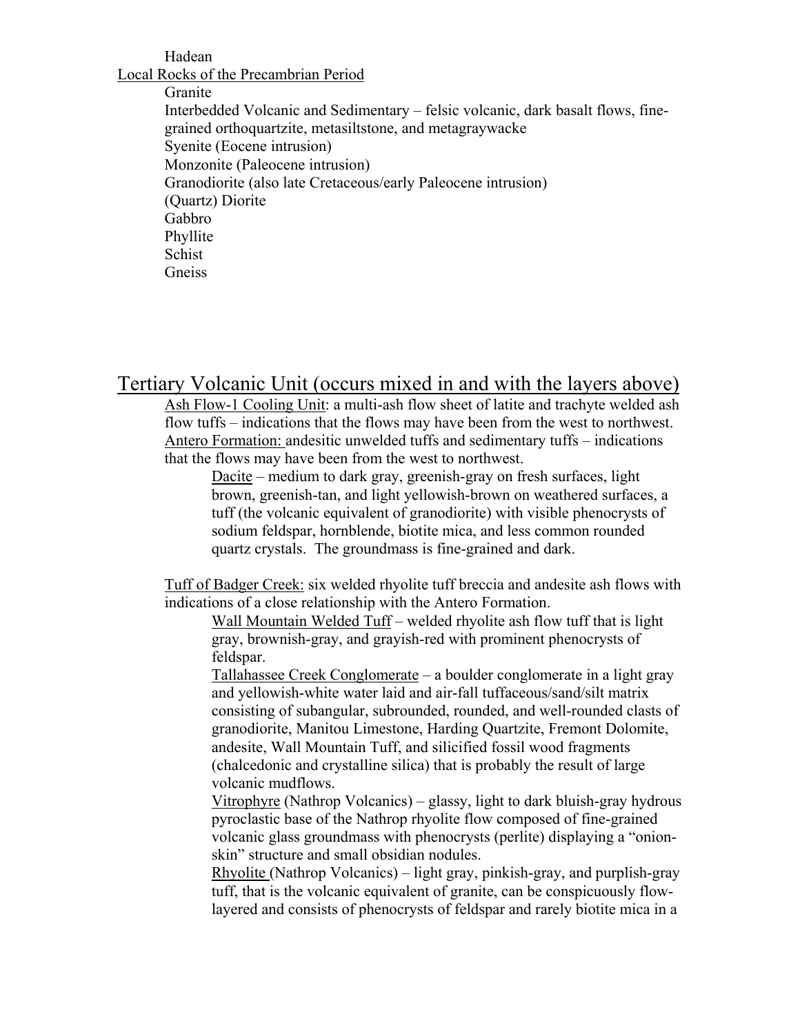Hadean

<u>Local Rocks of the Precambrian Period</u>

- Granite
- Interbedded Volcanic and Sedimentary – felsic volcanic, dark basalt flows, fine-grained orthoquartzite, metasiltstone, and metagraywacke
- Syenite (Eocene intrusion)
- Monzonite (Paleocene intrusion)
- Granodiorite (also late Cretaceous/early Paleocene intrusion)
- (Quartz) Diorite
- Gabbro
- Phyllite
- Schist
- Gneiss

## <u>Tertiary Volcanic Unit (occurs mixed in and with the layers above)</u>

<u>Ash Flow-1 Cooling Unit</u>: a multi-ash flow sheet of latite and trachyte welded ash flow tuffs – indications that the flows may have been from the west to northwest.

<u>Antero Formation:</u> andesitic unwelded tuffs and sedimentary tuffs – indications that the flows may have been from the west to northwest.

> <u>Dacite</u> – medium to dark gray, greenish-gray on fresh surfaces, light brown, greenish-tan, and light yellowish-brown on weathered surfaces, a tuff (the volcanic equivalent of granodiorite) with visible phenocrysts of sodium feldspar, hornblende, biotite mica, and less common rounded quartz crystals. The groundmass is fine-grained and dark.

<u>Tuff of Badger Creek:</u> six welded rhyolite tuff breccia and andesite ash flows with indications of a close relationship with the Antero Formation.

> <u>Wall Mountain Welded Tuff</u> – welded rhyolite ash flow tuff that is light gray, brownish-gray, and grayish-red with prominent phenocrysts of feldspar.
>
> <u>Tallahassee Creek Conglomerate</u> – a boulder conglomerate in a light gray and yellowish-white water laid and air-fall tuffaceous/sand/silt matrix consisting of subangular, subrounded, rounded, and well-rounded clasts of granodiorite, Manitou Limestone, Harding Quartzite, Fremont Dolomite, andesite, Wall Mountain Tuff, and silicified fossil wood fragments (chalcedonic and crystalline silica) that is probably the result of large volcanic mudflows.
>
> <u>Vitrophyre</u> (Nathrop Volcanics) – glassy, light to dark bluish-gray hydrous pyroclastic base of the Nathrop rhyolite flow composed of fine-grained volcanic glass groundmass with phenocrysts (perlite) displaying a "onion-skin" structure and small obsidian nodules.
>
> <u>Rhyolite</u> (Nathrop Volcanics) – light gray, pinkish-gray, and purplish-gray tuff, that is the volcanic equivalent of granite, can be conspicuously flow-layered and consists of phenocrysts of feldspar and rarely biotite mica in a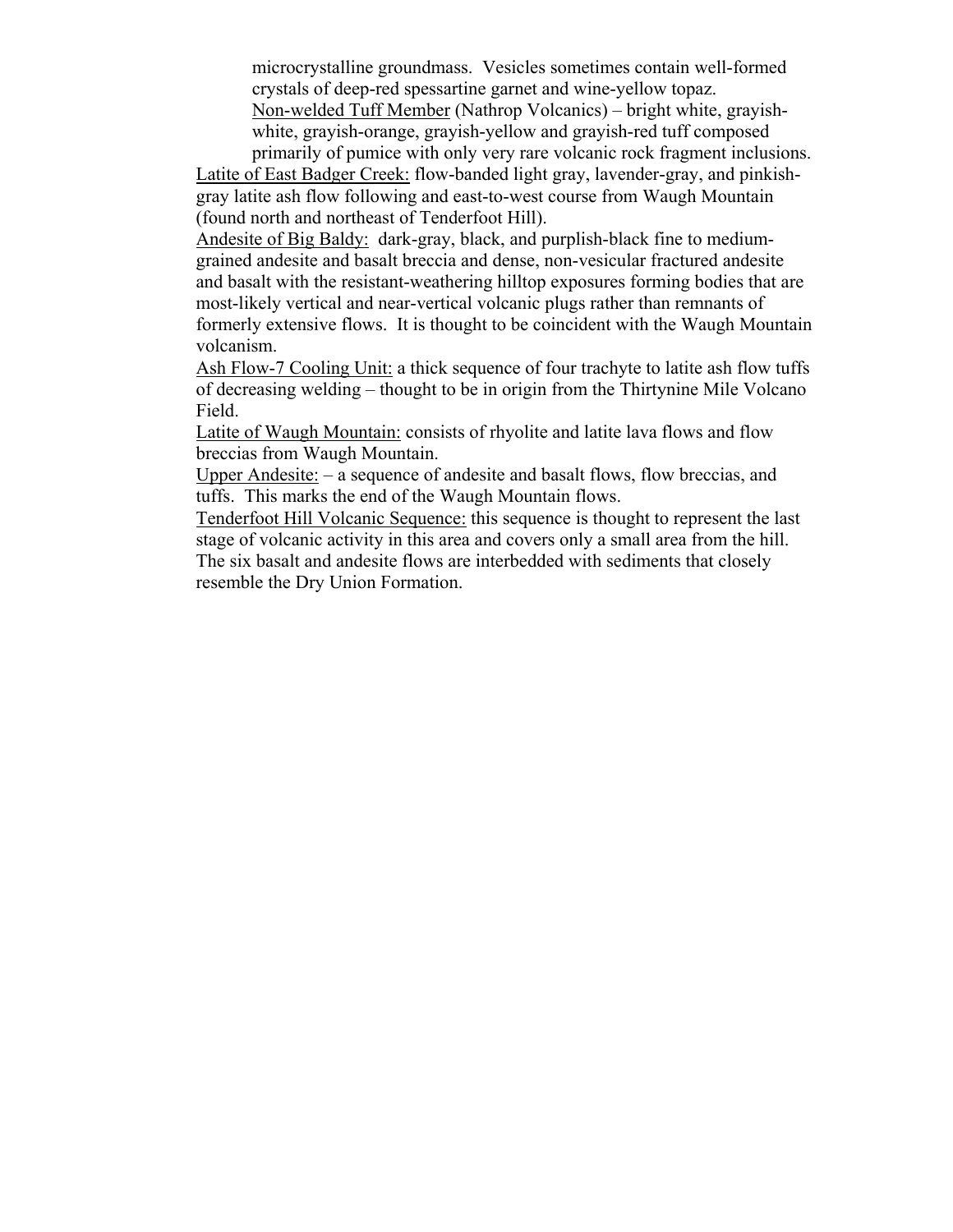microcrystalline groundmass. Vesicles sometimes contain well-formed crystals of deep-red spessartine garnet and wine-yellow topaz.

Non-welded Tuff Member (Nathrop Volcanics) – bright white, grayish-white, grayish-orange, grayish-yellow and grayish-red tuff composed primarily of pumice with only very rare volcanic rock fragment inclusions.

Latite of East Badger Creek: flow-banded light gray, lavender-gray, and pinkish-gray latite ash flow following and east-to-west course from Waugh Mountain (found north and northeast of Tenderfoot Hill).

Andesite of Big Baldy: dark-gray, black, and purplish-black fine to medium-grained andesite and basalt breccia and dense, non-vesicular fractured andesite and basalt with the resistant-weathering hilltop exposures forming bodies that are most-likely vertical and near-vertical volcanic plugs rather than remnants of formerly extensive flows. It is thought to be coincident with the Waugh Mountain volcanism.

Ash Flow-7 Cooling Unit: a thick sequence of four trachyte to latite ash flow tuffs of decreasing welding – thought to be in origin from the Thirtynine Mile Volcano Field.

Latite of Waugh Mountain: consists of rhyolite and latite lava flows and flow breccias from Waugh Mountain.

Upper Andesite: – a sequence of andesite and basalt flows, flow breccias, and tuffs. This marks the end of the Waugh Mountain flows.

Tenderfoot Hill Volcanic Sequence: this sequence is thought to represent the last stage of volcanic activity in this area and covers only a small area from the hill. The six basalt and andesite flows are interbedded with sediments that closely resemble the Dry Union Formation.